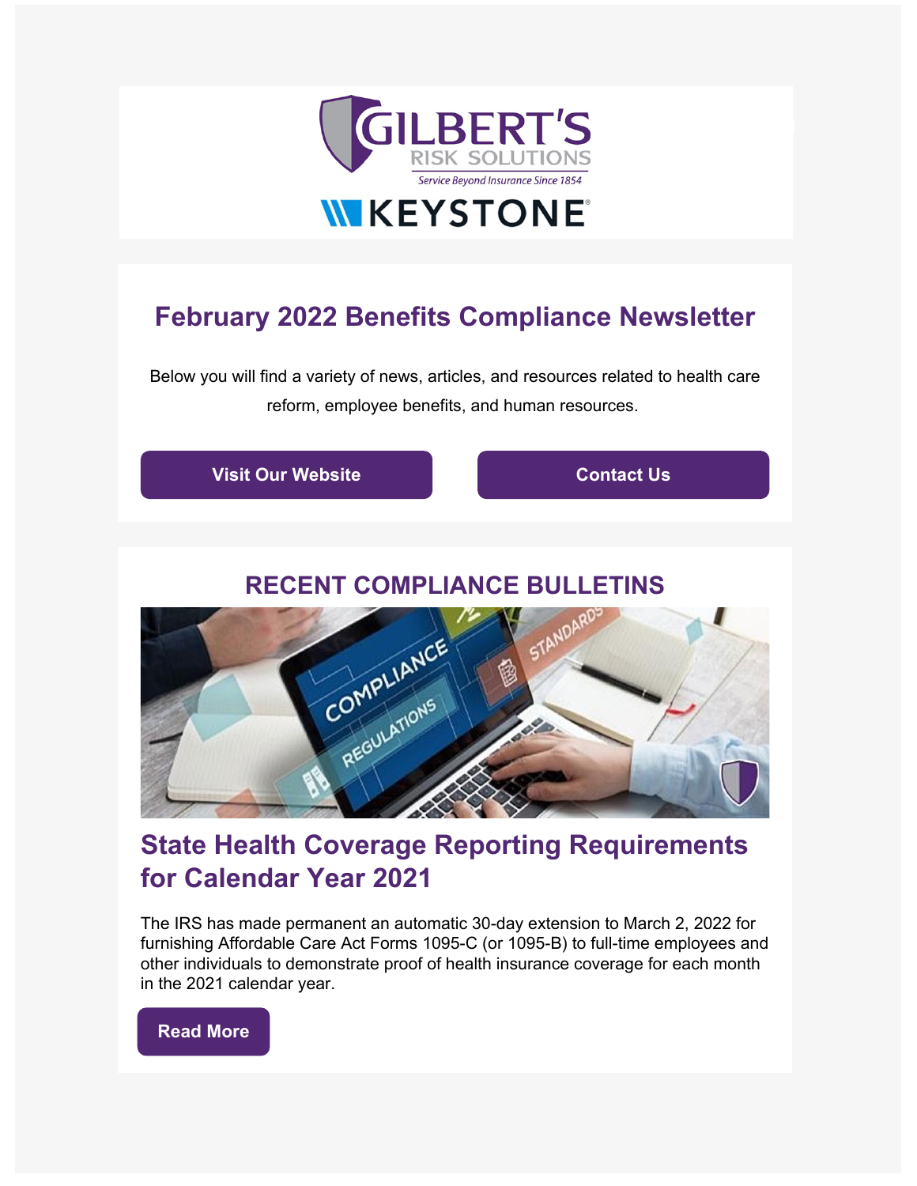GILBERT'S RISK SOLUTIONS

*Service Beyond Insurance Since 1854*

KEYSTONE

# February 2022 Benefits Compliance Newsletter

Below you will find a variety of news, articles, and resources related to health care reform, employee benefits, and human resources.

**Visit Our Website** | **Contact Us**

## RECENT COMPLIANCE BULLETINS

### State Health Coverage Reporting Requirements for Calendar Year 2021

The IRS has made permanent an automatic 30-day extension to March 2, 2022 for furnishing Affordable Care Act Forms 1095-C (or 1095-B) to full-time employees and other individuals to demonstrate proof of health insurance coverage for each month in the 2021 calendar year.

**Read More**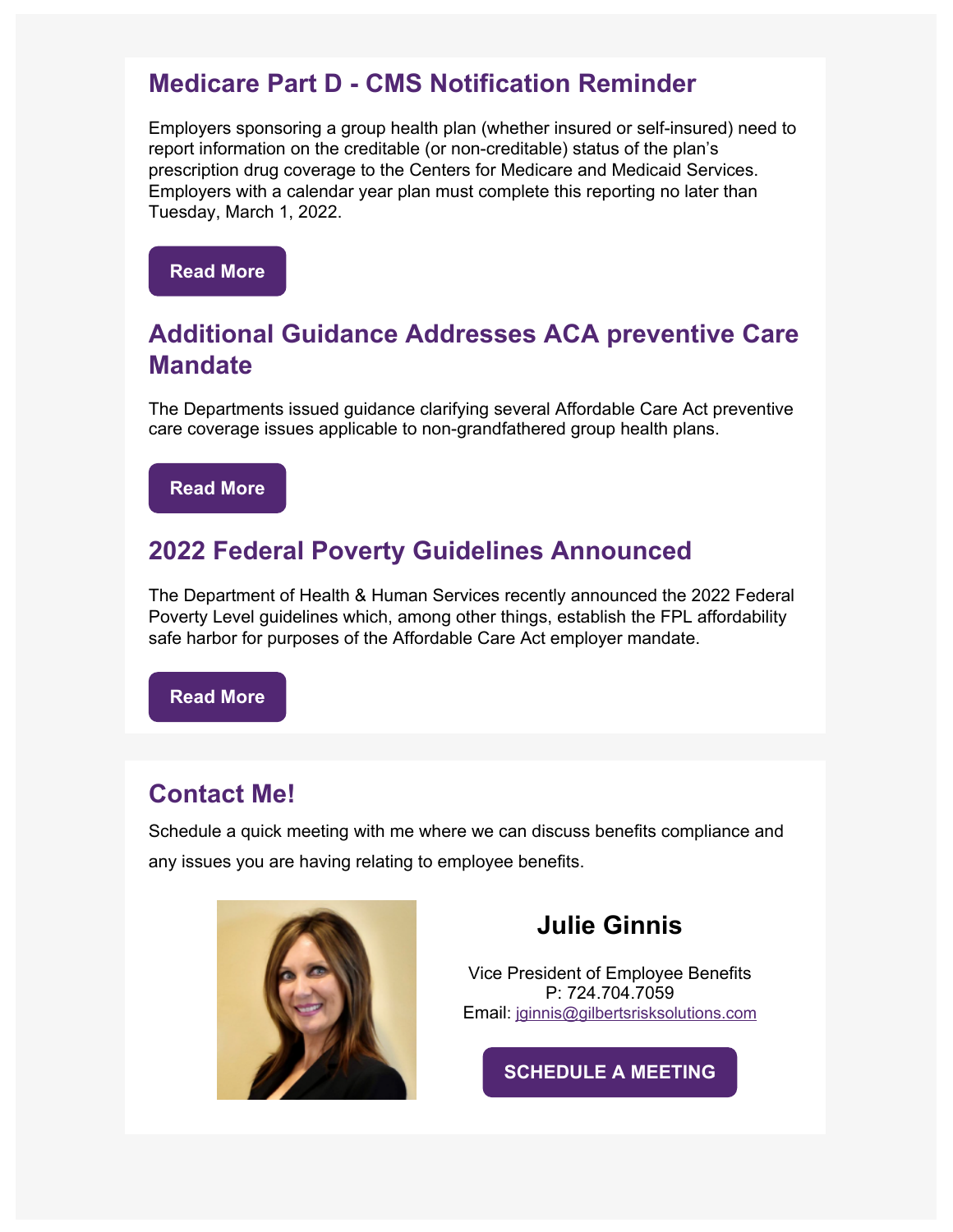## Medicare Part D - CMS Notification Reminder

Employers sponsoring a group health plan (whether insured or self-insured) need to report information on the creditable (or non-creditable) status of the plan's prescription drug coverage to the Centers for Medicare and Medicaid Services. Employers with a calendar year plan must complete this reporting no later than Tuesday, March 1, 2022.

**Read More**

## Additional Guidance Addresses ACA preventive Care Mandate

The Departments issued guidance clarifying several Affordable Care Act preventive care coverage issues applicable to non-grandfathered group health plans.

**Read More**

## 2022 Federal Poverty Guidelines Announced

The Department of Health & Human Services recently announced the 2022 Federal Poverty Level guidelines which, among other things, establish the FPL affordability safe harbor for purposes of the Affordable Care Act employer mandate.

**Read More**

## Contact Me!

Schedule a quick meeting with me where we can discuss benefits compliance and any issues you are having relating to employee benefits.

### Julie Ginnis

Vice President of Employee Benefits
P: 724.704.7059
Email: jginnis@gilbertsrisksolutions.com

**SCHEDULE A MEETING**